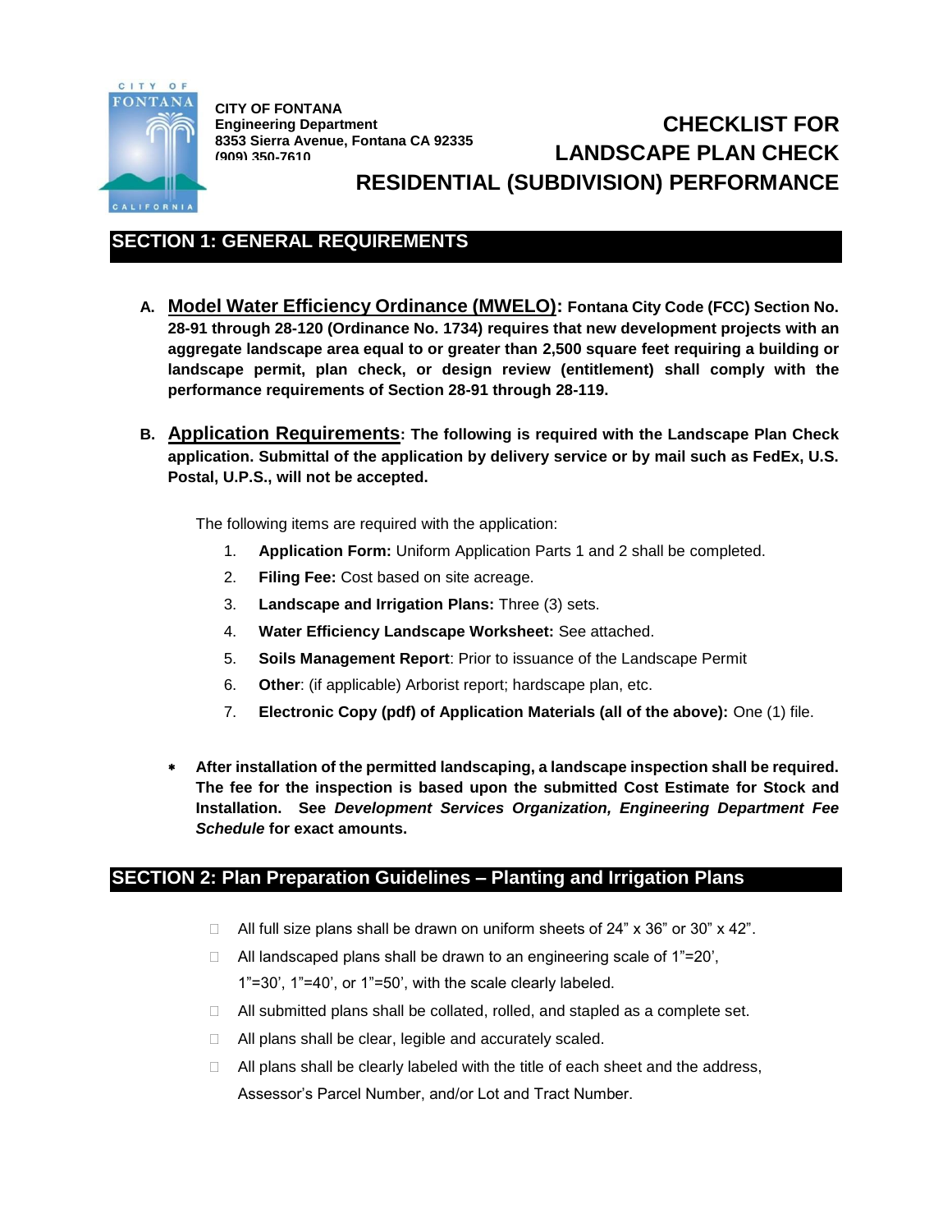CITY OF FONTANA
Engineering Department
8353 Sierra Avenue, Fontana CA 92335
(909) 350-7610

# CHECKLIST FOR LANDSCAPE PLAN CHECK RESIDENTIAL (SUBDIVISION) PERFORMANCE

## SECTION 1: GENERAL REQUIREMENTS

A. **Model Water Efficiency Ordinance (MWELO): Fontana City Code (FCC) Section No. 28-91 through 28-120 (Ordinance No. 1734) requires that new development projects with an aggregate landscape area equal to or greater than 2,500 square feet requiring a building or landscape permit, plan check, or design review (entitlement) shall comply with the performance requirements of Section 28-91 through 28-119.**

B. **Application Requirements: The following is required with the Landscape Plan Check application. Submittal of the application by delivery service or by mail such as FedEx, U.S. Postal, U.P.S., will not be accepted.**

The following items are required with the application:

1. **Application Form:** Uniform Application Parts 1 and 2 shall be completed.
2. **Filing Fee:** Cost based on site acreage.
3. **Landscape and Irrigation Plans:** Three (3) sets.
4. **Water Efficiency Landscape Worksheet:** See attached.
5. **Soils Management Report**: Prior to issuance of the Landscape Permit
6. **Other**: (if applicable) Arborist report; hardscape plan, etc.
7. **Electronic Copy (pdf) of Application Materials (all of the above):** One (1) file.

* **After installation of the permitted landscaping, a landscape inspection shall be required. The fee for the inspection is based upon the submitted Cost Estimate for Stock and Installation. See *Development Services Organization, Engineering Department Fee Schedule* for exact amounts.**

## SECTION 2: Plan Preparation Guidelines – Planting and Irrigation Plans

- ☐ All full size plans shall be drawn on uniform sheets of 24” x 36” or 30” x 42”.
- ☐ All landscaped plans shall be drawn to an engineering scale of 1”=20’, 1”=30’, 1”=40’, or 1”=50’, with the scale clearly labeled.
- ☐ All submitted plans shall be collated, rolled, and stapled as a complete set.
- ☐ All plans shall be clear, legible and accurately scaled.
- ☐ All plans shall be clearly labeled with the title of each sheet and the address, Assessor’s Parcel Number, and/or Lot and Tract Number.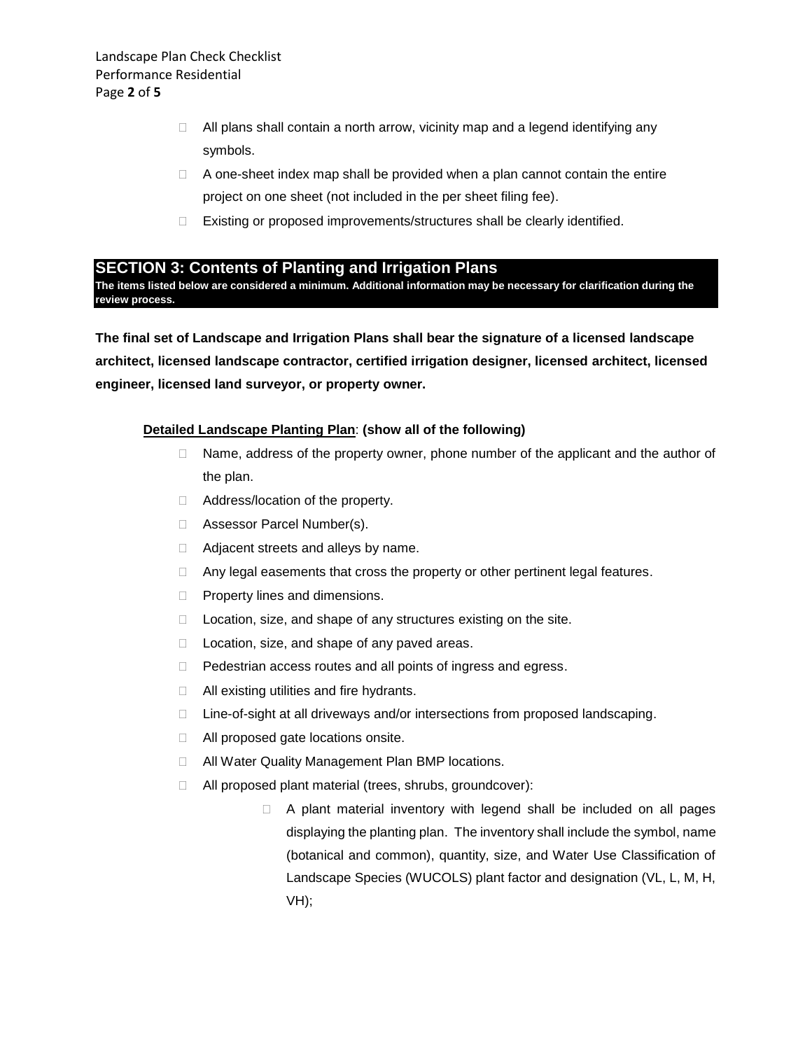- All plans shall contain a north arrow, vicinity map and a legend identifying any symbols.
- A one-sheet index map shall be provided when a plan cannot contain the entire project on one sheet (not included in the per sheet filing fee).
- Existing or proposed improvements/structures shall be clearly identified.

## SECTION 3: Contents of Planting and Irrigation Plans

**The items listed below are considered a minimum. Additional information may be necessary for clarification during the review process.**

**The final set of Landscape and Irrigation Plans shall bear the signature of a licensed landscape architect, licensed landscape contractor, certified irrigation designer, licensed architect, licensed engineer, licensed land surveyor, or property owner.**

**Detailed Landscape Planting Plan**: **(show all of the following)**

- Name, address of the property owner, phone number of the applicant and the author of the plan.
- Address/location of the property.
- Assessor Parcel Number(s).
- Adjacent streets and alleys by name.
- Any legal easements that cross the property or other pertinent legal features.
- Property lines and dimensions.
- Location, size, and shape of any structures existing on the site.
- Location, size, and shape of any paved areas.
- Pedestrian access routes and all points of ingress and egress.
- All existing utilities and fire hydrants.
- Line-of-sight at all driveways and/or intersections from proposed landscaping.
- All proposed gate locations onsite.
- All Water Quality Management Plan BMP locations.
- All proposed plant material (trees, shrubs, groundcover):
    - A plant material inventory with legend shall be included on all pages displaying the planting plan. The inventory shall include the symbol, name (botanical and common), quantity, size, and Water Use Classification of Landscape Species (WUCOLS) plant factor and designation (VL, L, M, H, VH);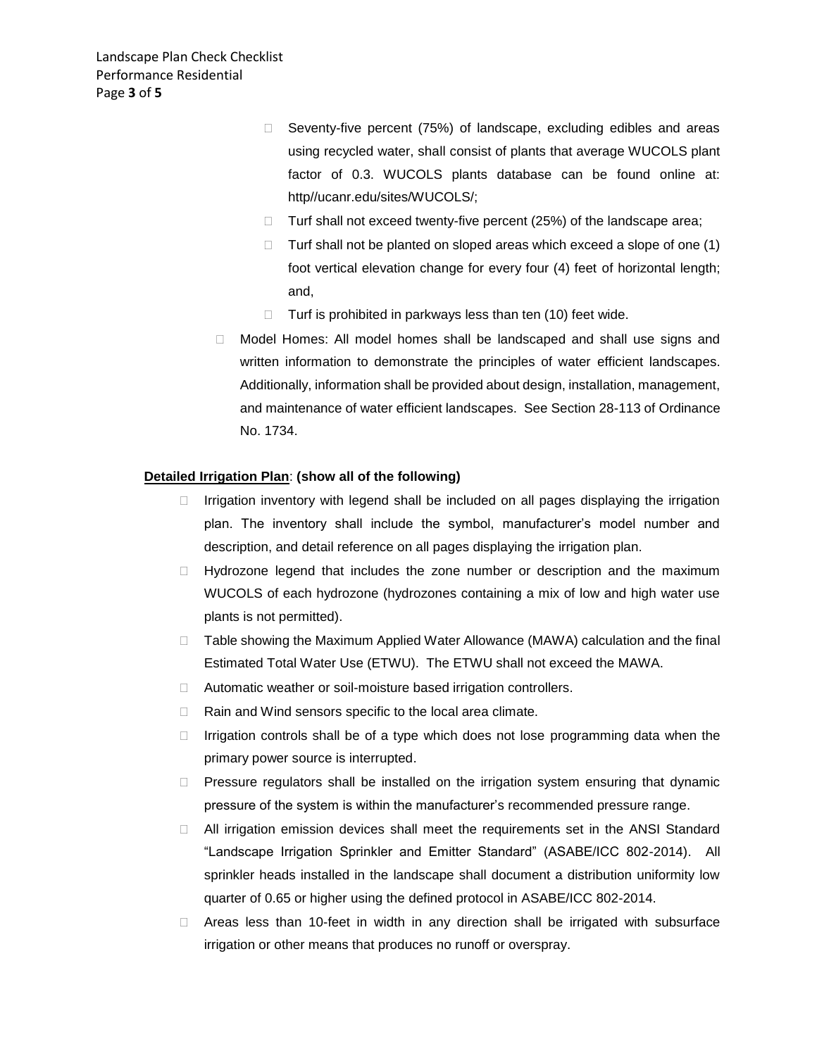- Seventy-five percent (75%) of landscape, excluding edibles and areas using recycled water, shall consist of plants that average WUCOLS plant factor of 0.3. WUCOLS plants database can be found online at: http//ucanr.edu/sites/WUCOLS/;
- Turf shall not exceed twenty-five percent (25%) of the landscape area;
- Turf shall not be planted on sloped areas which exceed a slope of one (1) foot vertical elevation change for every four (4) feet of horizontal length; and,
- Turf is prohibited in parkways less than ten (10) feet wide.

- Model Homes: All model homes shall be landscaped and shall use signs and written information to demonstrate the principles of water efficient landscapes. Additionally, information shall be provided about design, installation, management, and maintenance of water efficient landscapes. See Section 28-113 of Ordinance No. 1734.

**Detailed Irrigation Plan**: **(show all of the following)**

- Irrigation inventory with legend shall be included on all pages displaying the irrigation plan. The inventory shall include the symbol, manufacturer's model number and description, and detail reference on all pages displaying the irrigation plan.
- Hydrozone legend that includes the zone number or description and the maximum WUCOLS of each hydrozone (hydrozones containing a mix of low and high water use plants is not permitted).
- Table showing the Maximum Applied Water Allowance (MAWA) calculation and the final Estimated Total Water Use (ETWU). The ETWU shall not exceed the MAWA.
- Automatic weather or soil-moisture based irrigation controllers.
- Rain and Wind sensors specific to the local area climate.
- Irrigation controls shall be of a type which does not lose programming data when the primary power source is interrupted.
- Pressure regulators shall be installed on the irrigation system ensuring that dynamic pressure of the system is within the manufacturer's recommended pressure range.
- All irrigation emission devices shall meet the requirements set in the ANSI Standard "Landscape Irrigation Sprinkler and Emitter Standard" (ASABE/ICC 802-2014). All sprinkler heads installed in the landscape shall document a distribution uniformity low quarter of 0.65 or higher using the defined protocol in ASABE/ICC 802-2014.
- Areas less than 10-feet in width in any direction shall be irrigated with subsurface irrigation or other means that produces no runoff or overspray.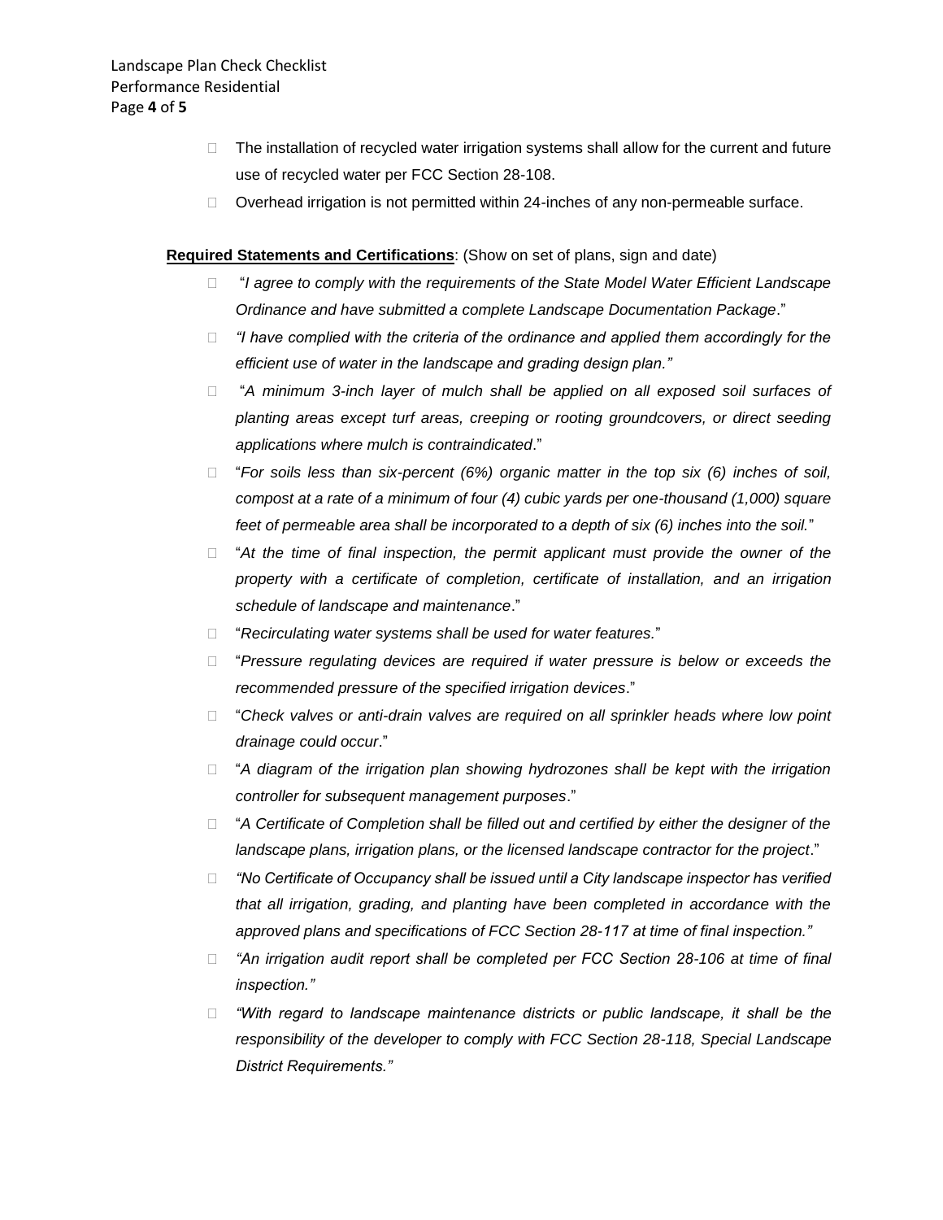- The installation of recycled water irrigation systems shall allow for the current and future use of recycled water per FCC Section 28-108.
- Overhead irrigation is not permitted within 24-inches of any non-permeable surface.

**Required Statements and Certifications**: (Show on set of plans, sign and date)

- "*I agree to comply with the requirements of the State Model Water Efficient Landscape Ordinance and have submitted a complete Landscape Documentation Package*."
- *"I have complied with the criteria of the ordinance and applied them accordingly for the efficient use of water in the landscape and grading design plan."*
- "*A minimum 3-inch layer of mulch shall be applied on all exposed soil surfaces of planting areas except turf areas, creeping or rooting groundcovers, or direct seeding applications where mulch is contraindicated*."
- "*For soils less than six-percent (6%) organic matter in the top six (6) inches of soil, compost at a rate of a minimum of four (4) cubic yards per one-thousand (1,000) square feet of permeable area shall be incorporated to a depth of six (6) inches into the soil.*"
- "*At the time of final inspection, the permit applicant must provide the owner of the property with a certificate of completion, certificate of installation, and an irrigation schedule of landscape and maintenance*."
- "*Recirculating water systems shall be used for water features.*"
- "*Pressure regulating devices are required if water pressure is below or exceeds the recommended pressure of the specified irrigation devices*."
- "*Check valves or anti-drain valves are required on all sprinkler heads where low point drainage could occur*."
- "*A diagram of the irrigation plan showing hydrozones shall be kept with the irrigation controller for subsequent management purposes*."
- "*A Certificate of Completion shall be filled out and certified by either the designer of the landscape plans, irrigation plans, or the licensed landscape contractor for the project*."
- *"No Certificate of Occupancy shall be issued until a City landscape inspector has verified that all irrigation, grading, and planting have been completed in accordance with the approved plans and specifications of FCC Section 28-117 at time of final inspection."*
- *"An irrigation audit report shall be completed per FCC Section 28-106 at time of final inspection."*
- *"With regard to landscape maintenance districts or public landscape, it shall be the responsibility of the developer to comply with FCC Section 28-118, Special Landscape District Requirements."*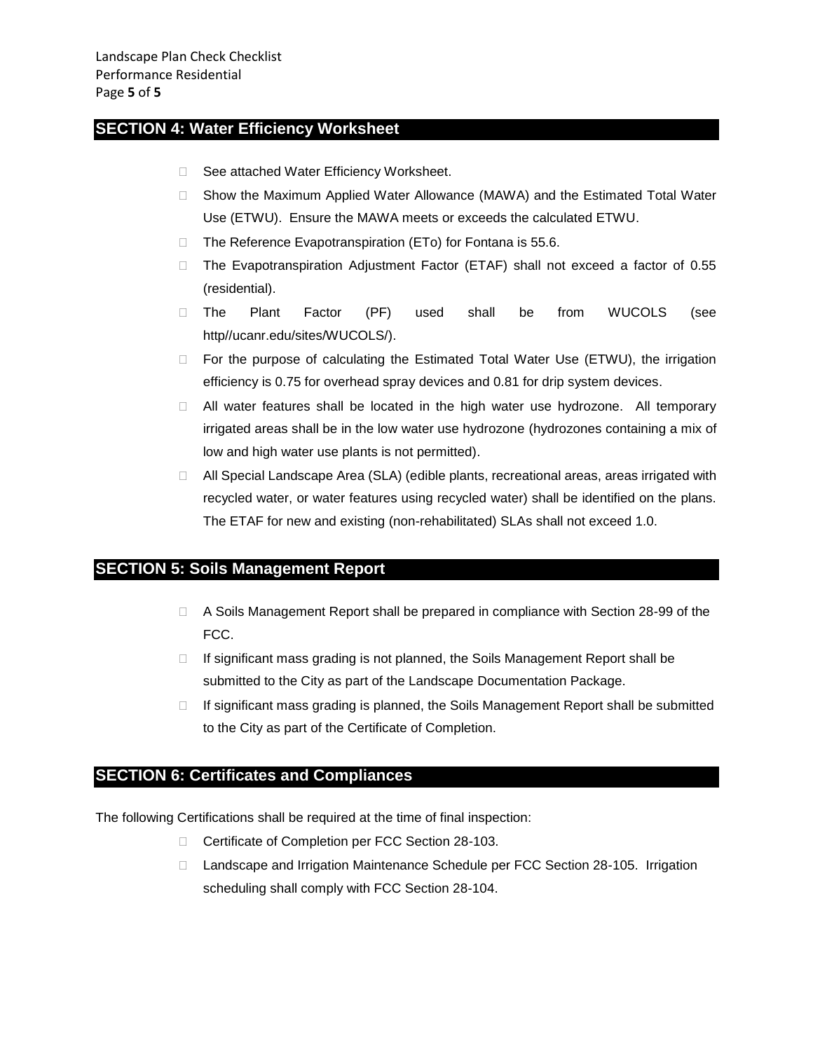## SECTION 4: Water Efficiency Worksheet

- See attached Water Efficiency Worksheet.
- Show the Maximum Applied Water Allowance (MAWA) and the Estimated Total Water Use (ETWU). Ensure the MAWA meets or exceeds the calculated ETWU.
- The Reference Evapotranspiration (ETo) for Fontana is 55.6.
- The Evapotranspiration Adjustment Factor (ETAF) shall not exceed a factor of 0.55 (residential).
- The Plant Factor (PF) used shall be from WUCOLS (see http//ucanr.edu/sites/WUCOLS/).
- For the purpose of calculating the Estimated Total Water Use (ETWU), the irrigation efficiency is 0.75 for overhead spray devices and 0.81 for drip system devices.
- All water features shall be located in the high water use hydrozone. All temporary irrigated areas shall be in the low water use hydrozone (hydrozones containing a mix of low and high water use plants is not permitted).
- All Special Landscape Area (SLA) (edible plants, recreational areas, areas irrigated with recycled water, or water features using recycled water) shall be identified on the plans. The ETAF for new and existing (non-rehabilitated) SLAs shall not exceed 1.0.

## SECTION 5: Soils Management Report

- A Soils Management Report shall be prepared in compliance with Section 28-99 of the FCC.
- If significant mass grading is not planned, the Soils Management Report shall be submitted to the City as part of the Landscape Documentation Package.
- If significant mass grading is planned, the Soils Management Report shall be submitted to the City as part of the Certificate of Completion.

## SECTION 6: Certificates and Compliances

The following Certifications shall be required at the time of final inspection:

- Certificate of Completion per FCC Section 28-103.
- Landscape and Irrigation Maintenance Schedule per FCC Section 28-105. Irrigation scheduling shall comply with FCC Section 28-104.